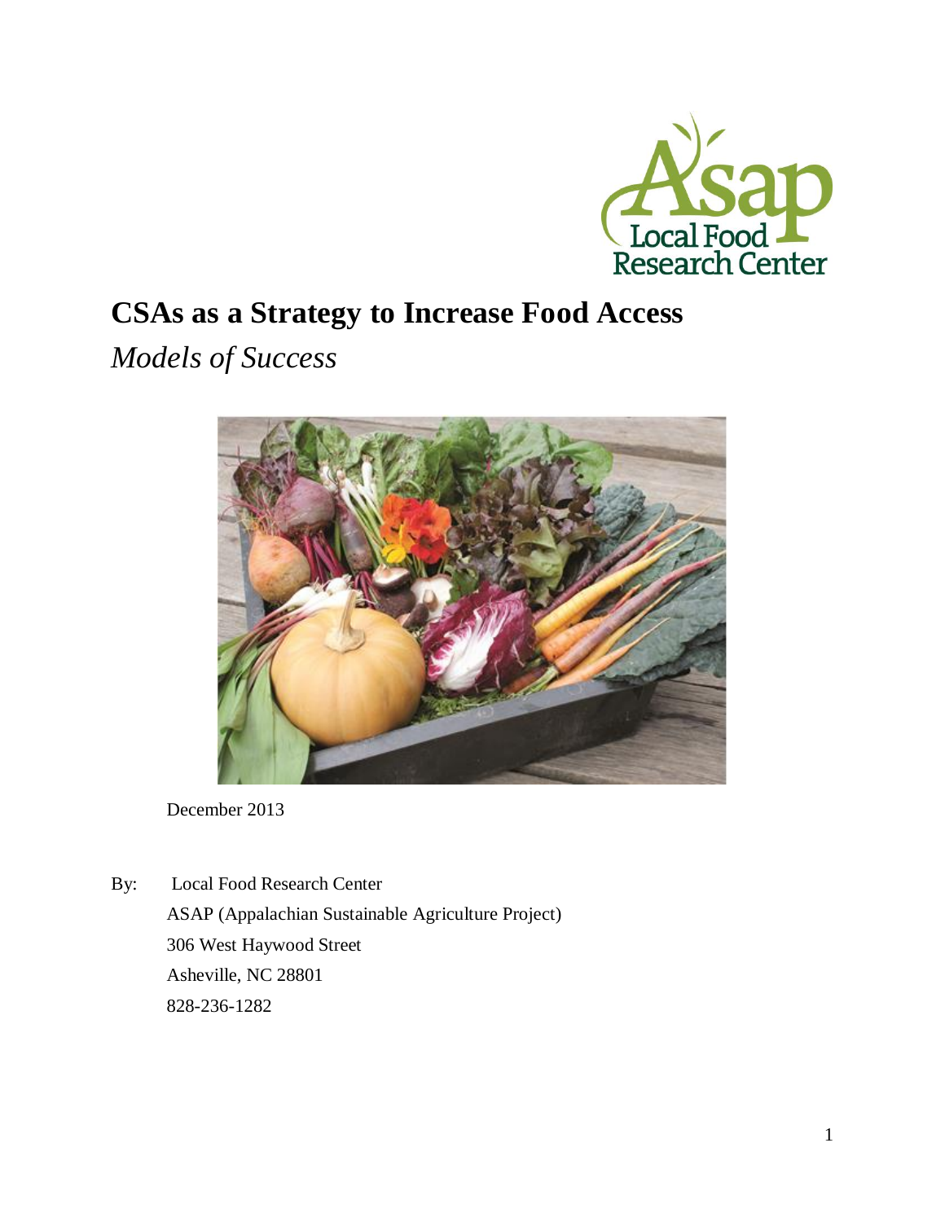Asap Local Food Research Center

# CSAs as a Strategy to Increase Food Access

*Models of Success*

December 2013

By: Local Food Research Center
ASAP (Appalachian Sustainable Agriculture Project)
306 West Haywood Street
Asheville, NC 28801
828-236-1282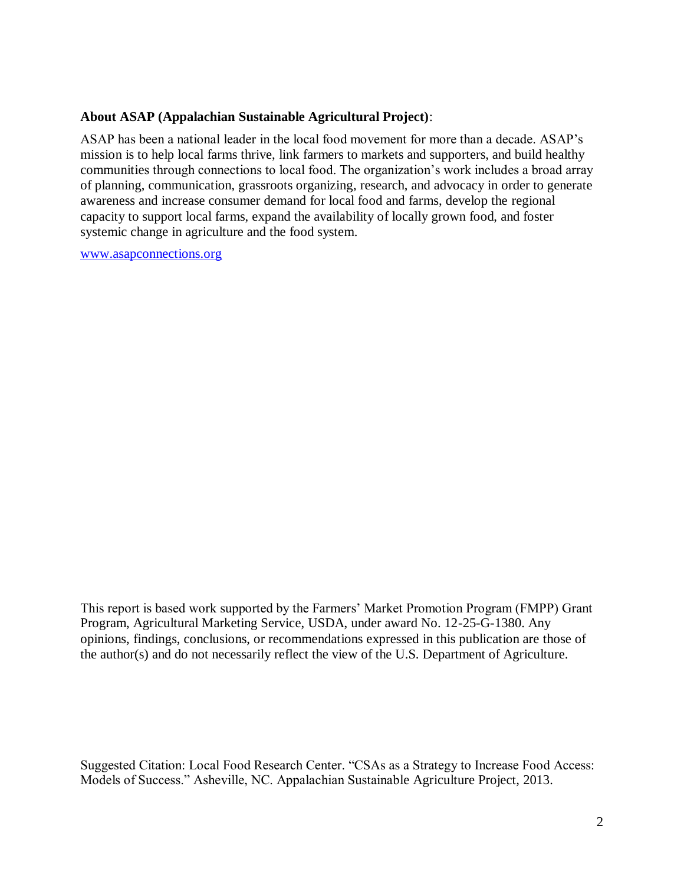**About ASAP (Appalachian Sustainable Agricultural Project)**:

ASAP has been a national leader in the local food movement for more than a decade. ASAP's mission is to help local farms thrive, link farmers to markets and supporters, and build healthy communities through connections to local food. The organization's work includes a broad array of planning, communication, grassroots organizing, research, and advocacy in order to generate awareness and increase consumer demand for local food and farms, develop the regional capacity to support local farms, expand the availability of locally grown food, and foster systemic change in agriculture and the food system.

[www.asapconnections.org](http://www.asapconnections.org)

This report is based work supported by the Farmers' Market Promotion Program (FMPP) Grant Program, Agricultural Marketing Service, USDA, under award No. 12-25-G-1380. Any opinions, findings, conclusions, or recommendations expressed in this publication are those of the author(s) and do not necessarily reflect the view of the U.S. Department of Agriculture.

Suggested Citation: Local Food Research Center. "CSAs as a Strategy to Increase Food Access: Models of Success." Asheville, NC. Appalachian Sustainable Agriculture Project, 2013.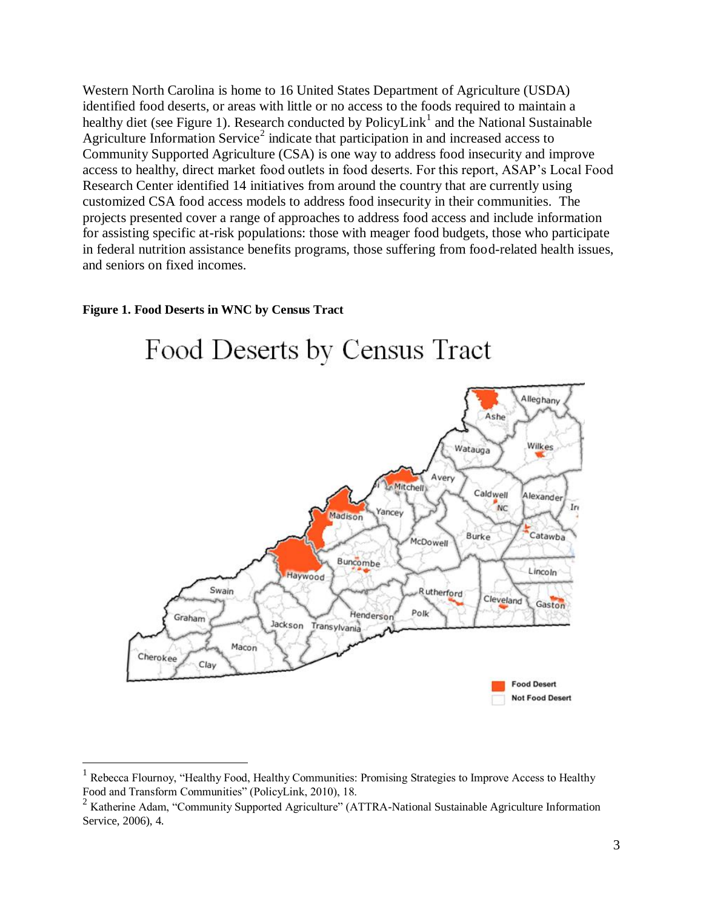Western North Carolina is home to 16 United States Department of Agriculture (USDA) identified food deserts, or areas with little or no access to the foods required to maintain a healthy diet (see Figure 1). Research conducted by PolicyLink[1] and the National Sustainable Agriculture Information Service[2] indicate that participation in and increased access to Community Supported Agriculture (CSA) is one way to address food insecurity and improve access to healthy, direct market food outlets in food deserts. For this report, ASAP's Local Food Research Center identified 14 initiatives from around the country that are currently using customized CSA food access models to address food insecurity in their communities. The projects presented cover a range of approaches to address food access and include information for assisting specific at-risk populations: those with meager food budgets, those who participate in federal nutrition assistance benefits programs, those suffering from food-related health issues, and seniors on fixed incomes.

**Figure 1. Food Deserts in WNC by Census Tract**

---

[1] Rebecca Flournoy, "Healthy Food, Healthy Communities: Promising Strategies to Improve Access to Healthy Food and Transform Communities" (PolicyLink, 2010), 18.

[2] Katherine Adam, "Community Supported Agriculture" (ATTRA-National Sustainable Agriculture Information Service, 2006), 4.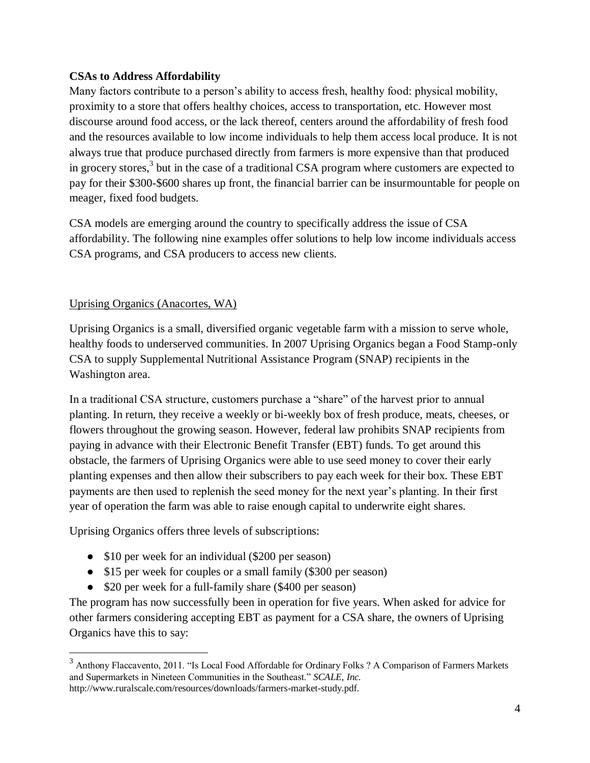**CSAs to Address Affordability**

Many factors contribute to a person's ability to access fresh, healthy food: physical mobility, proximity to a store that offers healthy choices, access to transportation, etc. However most discourse around food access, or the lack thereof, centers around the affordability of fresh food and the resources available to low income individuals to help them access local produce. It is not always true that produce purchased directly from farmers is more expensive than that produced in grocery stores,[3] but in the case of a traditional CSA program where customers are expected to pay for their $300-$600 shares up front, the financial barrier can be insurmountable for people on meager, fixed food budgets.

CSA models are emerging around the country to specifically address the issue of CSA affordability. The following nine examples offer solutions to help low income individuals access CSA programs, and CSA producers to access new clients.

Uprising Organics (Anacortes, WA)

Uprising Organics is a small, diversified organic vegetable farm with a mission to serve whole, healthy foods to underserved communities. In 2007 Uprising Organics began a Food Stamp-only CSA to supply Supplemental Nutritional Assistance Program (SNAP) recipients in the Washington area.

In a traditional CSA structure, customers purchase a "share" of the harvest prior to annual planting. In return, they receive a weekly or bi-weekly box of fresh produce, meats, cheeses, or flowers throughout the growing season. However, federal law prohibits SNAP recipients from paying in advance with their Electronic Benefit Transfer (EBT) funds. To get around this obstacle, the farmers of Uprising Organics were able to use seed money to cover their early planting expenses and then allow their subscribers to pay each week for their box. These EBT payments are then used to replenish the seed money for the next year's planting. In their first year of operation the farm was able to raise enough capital to underwrite eight shares.

Uprising Organics offers three levels of subscriptions:

- $10 per week for an individual ($200 per season)
- $15 per week for couples or a small family ($300 per season)
- $20 per week for a full-family share ($400 per season)

The program has now successfully been in operation for five years. When asked for advice for other farmers considering accepting EBT as payment for a CSA share, the owners of Uprising Organics have this to say:

[3] Anthony Flaccavento, 2011. "Is Local Food Affordable for Ordinary Folks ? A Comparison of Farmers Markets and Supermarkets in Nineteen Communities in the Southeast." *SCALE, Inc.* http://www.ruralscale.com/resources/downloads/farmers-market-study.pdf.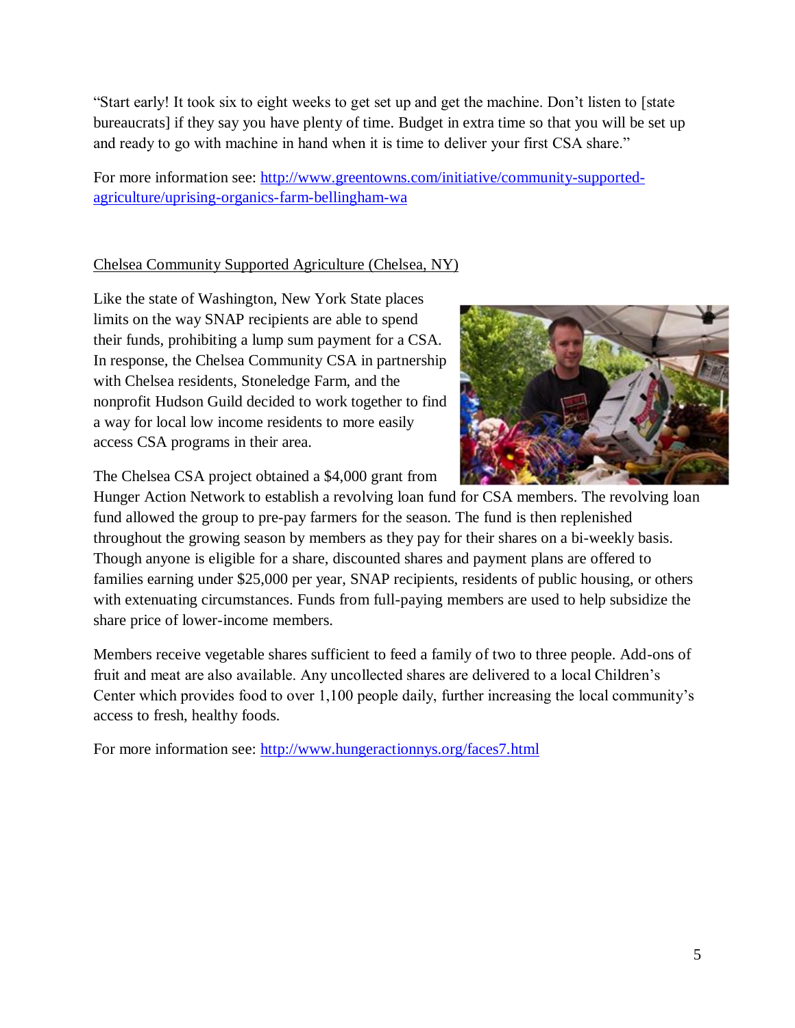"Start early! It took six to eight weeks to get set up and get the machine. Don't listen to [state bureaucrats] if they say you have plenty of time. Budget in extra time so that you will be set up and ready to go with machine in hand when it is time to deliver your first CSA share."

For more information see: [http://www.greentowns.com/initiative/community-supported-agriculture/uprising-organics-farm-bellingham-wa](http://www.greentowns.com/initiative/community-supported-agriculture/uprising-organics-farm-bellingham-wa)

Chelsea Community Supported Agriculture (Chelsea, NY)

Like the state of Washington, New York State places limits on the way SNAP recipients are able to spend their funds, prohibiting a lump sum payment for a CSA. In response, the Chelsea Community CSA in partnership with Chelsea residents, Stoneledge Farm, and the nonprofit Hudson Guild decided to work together to find a way for local low income residents to more easily access CSA programs in their area.

The Chelsea CSA project obtained a $4,000 grant from Hunger Action Network to establish a revolving loan fund for CSA members. The revolving loan fund allowed the group to pre-pay farmers for the season. The fund is then replenished throughout the growing season by members as they pay for their shares on a bi-weekly basis. Though anyone is eligible for a share, discounted shares and payment plans are offered to families earning under $25,000 per year, SNAP recipients, residents of public housing, or others with extenuating circumstances. Funds from full-paying members are used to help subsidize the share price of lower-income members.

Members receive vegetable shares sufficient to feed a family of two to three people. Add-ons of fruit and meat are also available. Any uncollected shares are delivered to a local Children's Center which provides food to over 1,100 people daily, further increasing the local community's access to fresh, healthy foods.

For more information see: [http://www.hungeractionnys.org/faces7.html](http://www.hungeractionnys.org/faces7.html)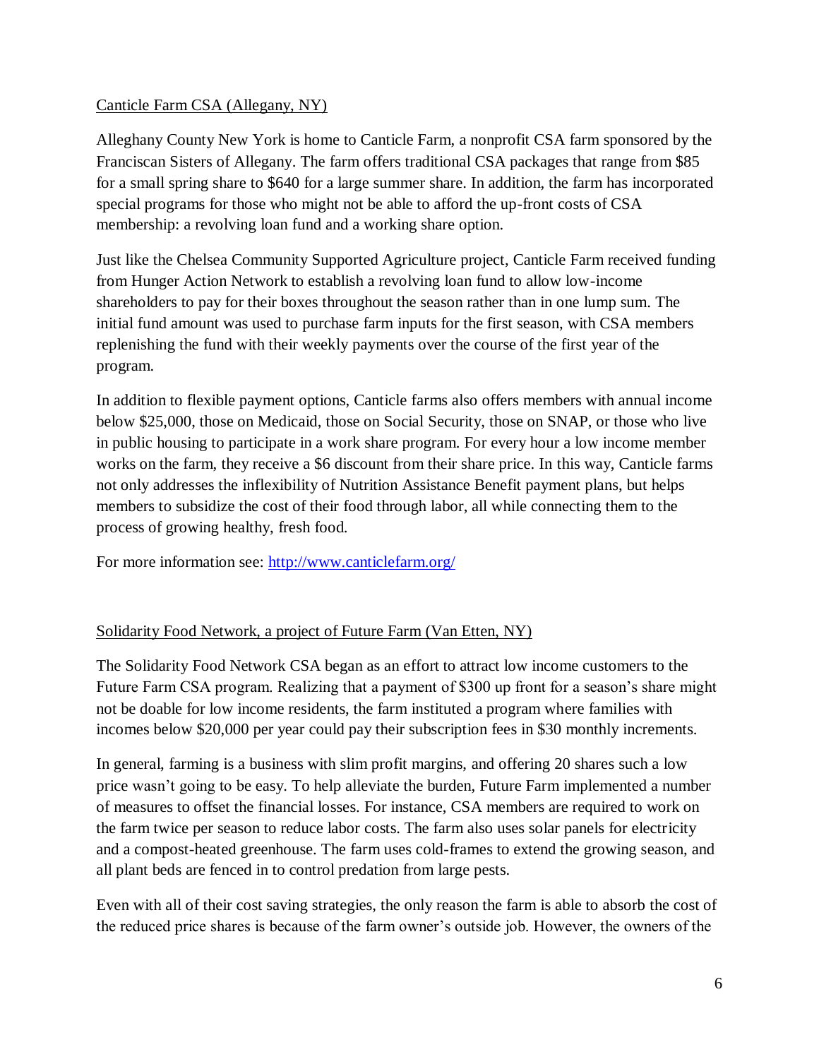Canticle Farm CSA (Allegany, NY)

Alleghany County New York is home to Canticle Farm, a nonprofit CSA farm sponsored by the Franciscan Sisters of Allegany. The farm offers traditional CSA packages that range from $85 for a small spring share to $640 for a large summer share. In addition, the farm has incorporated special programs for those who might not be able to afford the up-front costs of CSA membership: a revolving loan fund and a working share option.

Just like the Chelsea Community Supported Agriculture project, Canticle Farm received funding from Hunger Action Network to establish a revolving loan fund to allow low-income shareholders to pay for their boxes throughout the season rather than in one lump sum. The initial fund amount was used to purchase farm inputs for the first season, with CSA members replenishing the fund with their weekly payments over the course of the first year of the program.

In addition to flexible payment options, Canticle farms also offers members with annual income below $25,000, those on Medicaid, those on Social Security, those on SNAP, or those who live in public housing to participate in a work share program. For every hour a low income member works on the farm, they receive a $6 discount from their share price. In this way, Canticle farms not only addresses the inflexibility of Nutrition Assistance Benefit payment plans, but helps members to subsidize the cost of their food through labor, all while connecting them to the process of growing healthy, fresh food.

For more information see: [http://www.canticlefarm.org/](http://www.canticlefarm.org/)

Solidarity Food Network, a project of Future Farm (Van Etten, NY)

The Solidarity Food Network CSA began as an effort to attract low income customers to the Future Farm CSA program. Realizing that a payment of $300 up front for a season's share might not be doable for low income residents, the farm instituted a program where families with incomes below $20,000 per year could pay their subscription fees in $30 monthly increments.

In general, farming is a business with slim profit margins, and offering 20 shares such a low price wasn't going to be easy. To help alleviate the burden, Future Farm implemented a number of measures to offset the financial losses. For instance, CSA members are required to work on the farm twice per season to reduce labor costs. The farm also uses solar panels for electricity and a compost-heated greenhouse. The farm uses cold-frames to extend the growing season, and all plant beds are fenced in to control predation from large pests.

Even with all of their cost saving strategies, the only reason the farm is able to absorb the cost of the reduced price shares is because of the farm owner's outside job. However, the owners of the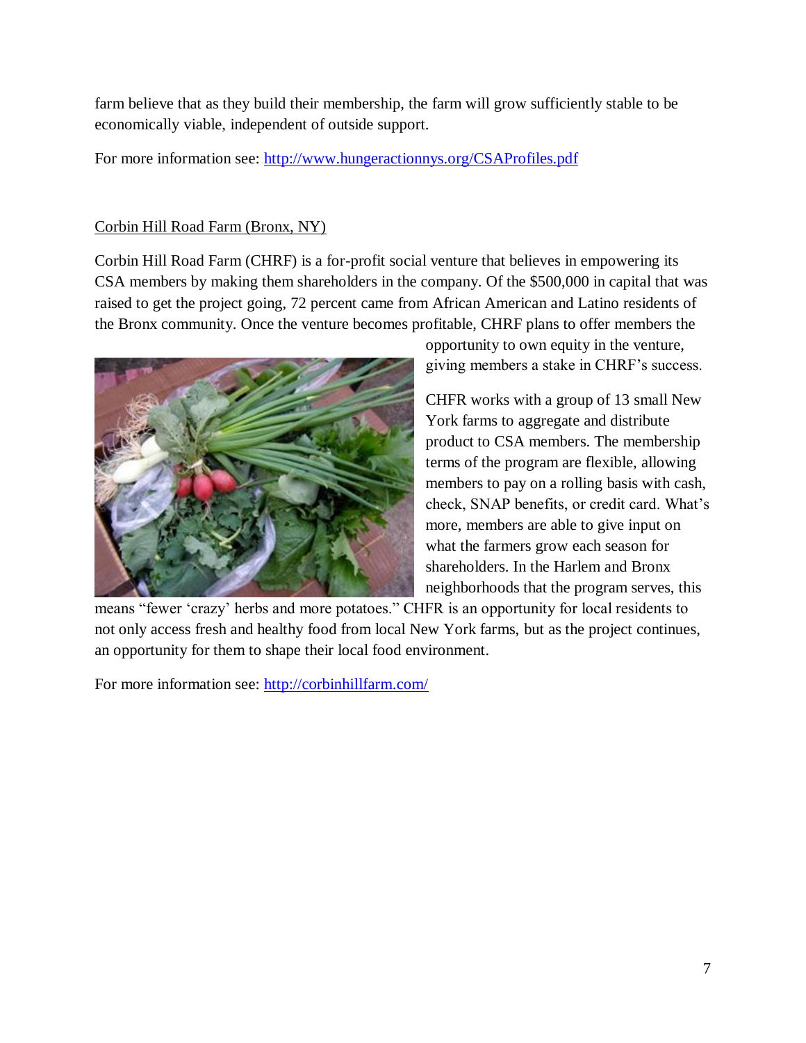farm believe that as they build their membership, the farm will grow sufficiently stable to be economically viable, independent of outside support.

For more information see: [http://www.hungeractionnys.org/CSAProfiles.pdf](http://www.hungeractionnys.org/CSAProfiles.pdf)

## Corbin Hill Road Farm (Bronx, NY)

Corbin Hill Road Farm (CHRF) is a for-profit social venture that believes in empowering its CSA members by making them shareholders in the company. Of the $500,000 in capital that was raised to get the project going, 72 percent came from African American and Latino residents of the Bronx community. Once the venture becomes profitable, CHRF plans to offer members the opportunity to own equity in the venture, giving members a stake in CHRF's success.

CHFR works with a group of 13 small New York farms to aggregate and distribute product to CSA members. The membership terms of the program are flexible, allowing members to pay on a rolling basis with cash, check, SNAP benefits, or credit card. What's more, members are able to give input on what the farmers grow each season for shareholders. In the Harlem and Bronx neighborhoods that the program serves, this means "fewer 'crazy' herbs and more potatoes." CHFR is an opportunity for local residents to not only access fresh and healthy food from local New York farms, but as the project continues, an opportunity for them to shape their local food environment.

For more information see: [http://corbinhillfarm.com/](http://corbinhillfarm.com/)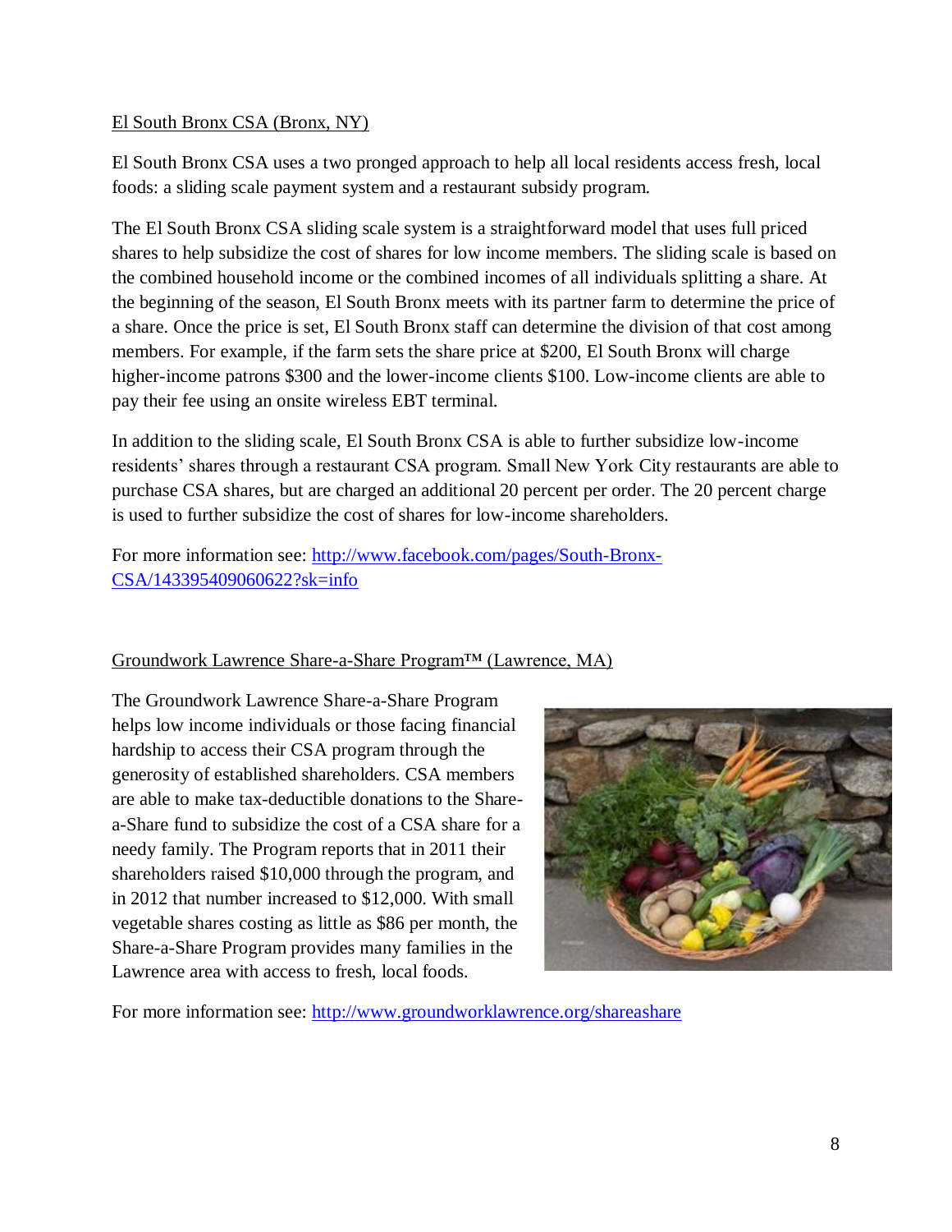El South Bronx CSA (Bronx, NY)

El South Bronx CSA uses a two pronged approach to help all local residents access fresh, local foods: a sliding scale payment system and a restaurant subsidy program.

The El South Bronx CSA sliding scale system is a straightforward model that uses full priced shares to help subsidize the cost of shares for low income members. The sliding scale is based on the combined household income or the combined incomes of all individuals splitting a share. At the beginning of the season, El South Bronx meets with its partner farm to determine the price of a share. Once the price is set, El South Bronx staff can determine the division of that cost among members. For example, if the farm sets the share price at $200, El South Bronx will charge higher-income patrons $300 and the lower-income clients $100. Low-income clients are able to pay their fee using an onsite wireless EBT terminal.

In addition to the sliding scale, El South Bronx CSA is able to further subsidize low-income residents' shares through a restaurant CSA program. Small New York City restaurants are able to purchase CSA shares, but are charged an additional 20 percent per order. The 20 percent charge is used to further subsidize the cost of shares for low-income shareholders.

For more information see: http://www.facebook.com/pages/South-Bronx-CSA/143395409060622?sk=info

Groundwork Lawrence Share-a-Share Program™ (Lawrence, MA)

The Groundwork Lawrence Share-a-Share Program helps low income individuals or those facing financial hardship to access their CSA program through the generosity of established shareholders. CSA members are able to make tax-deductible donations to the Share-a-Share fund to subsidize the cost of a CSA share for a needy family. The Program reports that in 2011 their shareholders raised $10,000 through the program, and in 2012 that number increased to $12,000. With small vegetable shares costing as little as $86 per month, the Share-a-Share Program provides many families in the Lawrence area with access to fresh, local foods.

For more information see: http://www.groundworklawrence.org/shareashare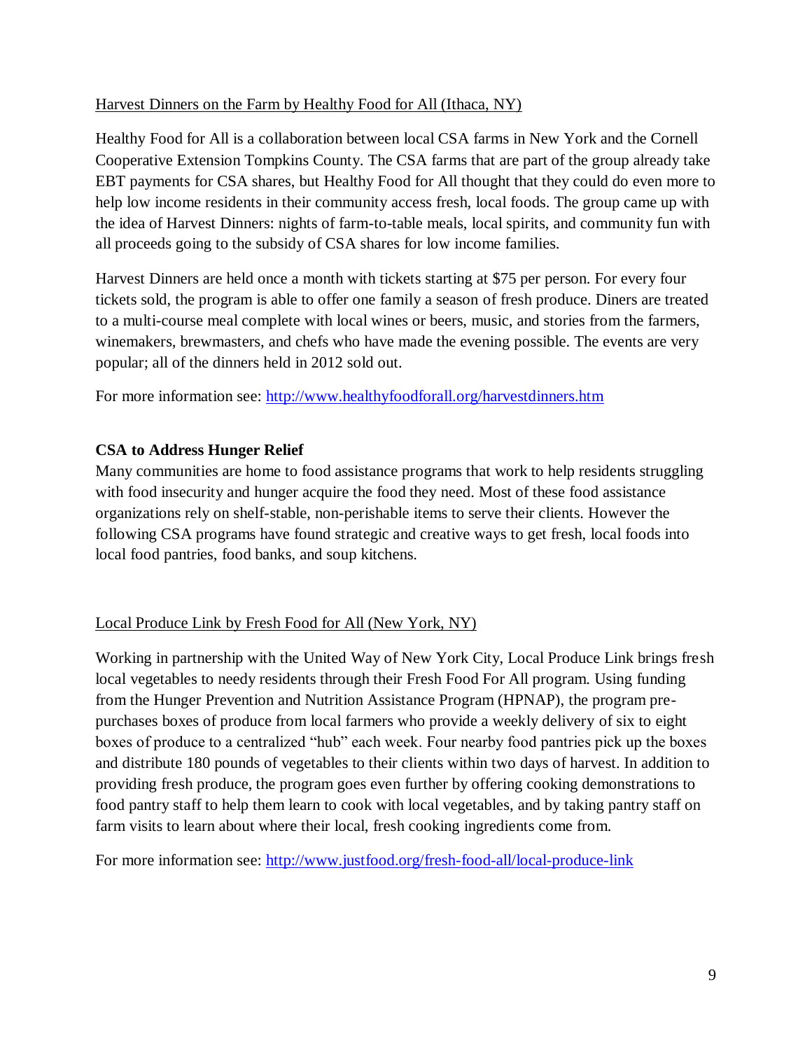Harvest Dinners on the Farm by Healthy Food for All (Ithaca, NY)

Healthy Food for All is a collaboration between local CSA farms in New York and the Cornell Cooperative Extension Tompkins County. The CSA farms that are part of the group already take EBT payments for CSA shares, but Healthy Food for All thought that they could do even more to help low income residents in their community access fresh, local foods. The group came up with the idea of Harvest Dinners: nights of farm-to-table meals, local spirits, and community fun with all proceeds going to the subsidy of CSA shares for low income families.

Harvest Dinners are held once a month with tickets starting at $75 per person. For every four tickets sold, the program is able to offer one family a season of fresh produce. Diners are treated to a multi-course meal complete with local wines or beers, music, and stories from the farmers, winemakers, brewmasters, and chefs who have made the evening possible. The events are very popular; all of the dinners held in 2012 sold out.

For more information see: http://www.healthyfoodforall.org/harvestdinners.htm

## CSA to Address Hunger Relief

Many communities are home to food assistance programs that work to help residents struggling with food insecurity and hunger acquire the food they need. Most of these food assistance organizations rely on shelf-stable, non-perishable items to serve their clients. However the following CSA programs have found strategic and creative ways to get fresh, local foods into local food pantries, food banks, and soup kitchens.

Local Produce Link by Fresh Food for All (New York, NY)

Working in partnership with the United Way of New York City, Local Produce Link brings fresh local vegetables to needy residents through their Fresh Food For All program. Using funding from the Hunger Prevention and Nutrition Assistance Program (HPNAP), the program pre-purchases boxes of produce from local farmers who provide a weekly delivery of six to eight boxes of produce to a centralized "hub" each week. Four nearby food pantries pick up the boxes and distribute 180 pounds of vegetables to their clients within two days of harvest. In addition to providing fresh produce, the program goes even further by offering cooking demonstrations to food pantry staff to help them learn to cook with local vegetables, and by taking pantry staff on farm visits to learn about where their local, fresh cooking ingredients come from.

For more information see: http://www.justfood.org/fresh-food-all/local-produce-link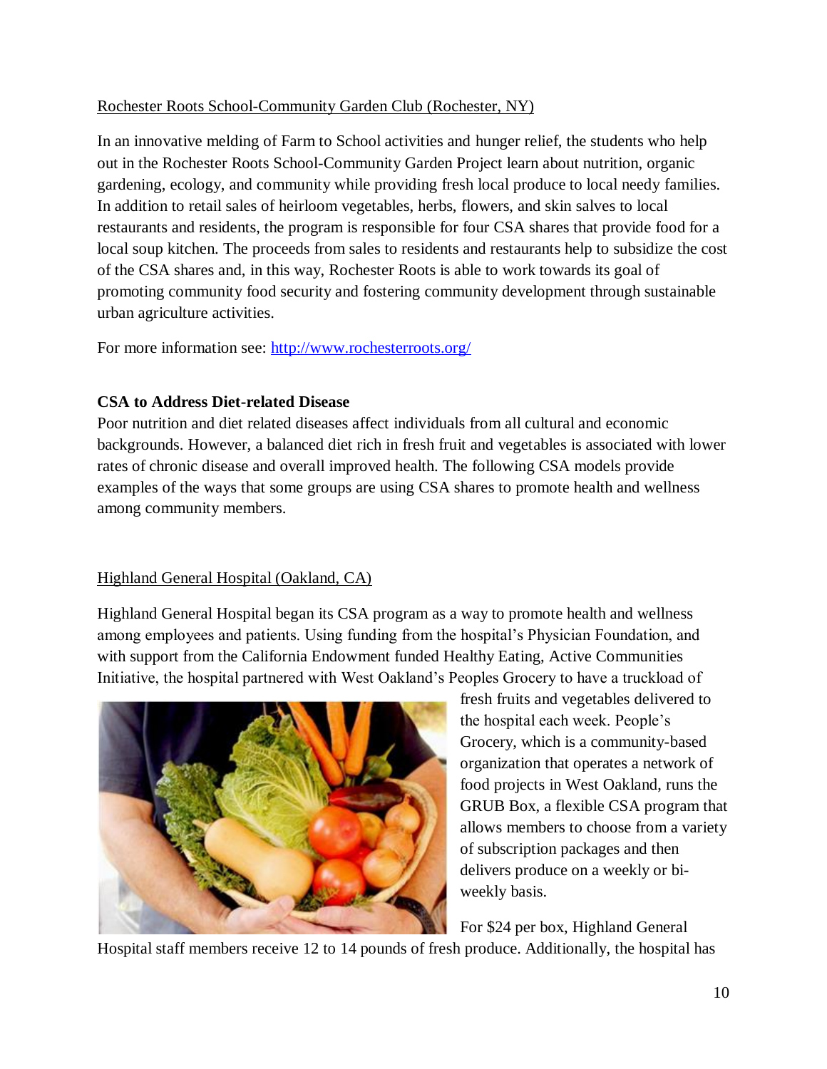Rochester Roots School-Community Garden Club (Rochester, NY)

In an innovative melding of Farm to School activities and hunger relief, the students who help out in the Rochester Roots School-Community Garden Project learn about nutrition, organic gardening, ecology, and community while providing fresh local produce to local needy families. In addition to retail sales of heirloom vegetables, herbs, flowers, and skin salves to local restaurants and residents, the program is responsible for four CSA shares that provide food for a local soup kitchen. The proceeds from sales to residents and restaurants help to subsidize the cost of the CSA shares and, in this way, Rochester Roots is able to work towards its goal of promoting community food security and fostering community development through sustainable urban agriculture activities.

For more information see: http://www.rochesterroots.org/

**CSA to Address Diet-related Disease**

Poor nutrition and diet related diseases affect individuals from all cultural and economic backgrounds. However, a balanced diet rich in fresh fruit and vegetables is associated with lower rates of chronic disease and overall improved health. The following CSA models provide examples of the ways that some groups are using CSA shares to promote health and wellness among community members.

Highland General Hospital (Oakland, CA)

Highland General Hospital began its CSA program as a way to promote health and wellness among employees and patients. Using funding from the hospital's Physician Foundation, and with support from the California Endowment funded Healthy Eating, Active Communities Initiative, the hospital partnered with West Oakland's Peoples Grocery to have a truckload of fresh fruits and vegetables delivered to the hospital each week. People's Grocery, which is a community-based organization that operates a network of food projects in West Oakland, runs the GRUB Box, a flexible CSA program that allows members to choose from a variety of subscription packages and then delivers produce on a weekly or bi-weekly basis.

For $24 per box, Highland General Hospital staff members receive 12 to 14 pounds of fresh produce. Additionally, the hospital has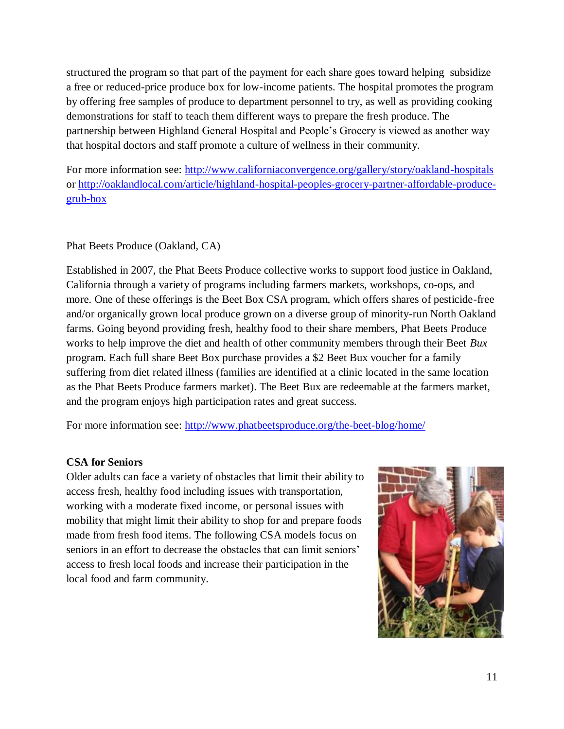structured the program so that part of the payment for each share goes toward helping subsidize a free or reduced-price produce box for low-income patients. The hospital promotes the program by offering free samples of produce to department personnel to try, as well as providing cooking demonstrations for staff to teach them different ways to prepare the fresh produce. The partnership between Highland General Hospital and People's Grocery is viewed as another way that hospital doctors and staff promote a culture of wellness in their community.

For more information see: [http://www.californiaconvergence.org/gallery/story/oakland-hospitals](http://www.californiaconvergence.org/gallery/story/oakland-hospitals) or [http://oaklandlocal.com/article/highland-hospital-peoples-grocery-partner-affordable-produce-grub-box](http://oaklandlocal.com/article/highland-hospital-peoples-grocery-partner-affordable-produce-grub-box)

Phat Beets Produce (Oakland, CA)

Established in 2007, the Phat Beets Produce collective works to support food justice in Oakland, California through a variety of programs including farmers markets, workshops, co-ops, and more. One of these offerings is the Beet Box CSA program, which offers shares of pesticide-free and/or organically grown local produce grown on a diverse group of minority-run North Oakland farms. Going beyond providing fresh, healthy food to their share members, Phat Beets Produce works to help improve the diet and health of other community members through their Beet *Bux* program. Each full share Beet Box purchase provides a $2 Beet Bux voucher for a family suffering from diet related illness (families are identified at a clinic located in the same location as the Phat Beets Produce farmers market). The Beet Bux are redeemable at the farmers market, and the program enjoys high participation rates and great success.

For more information see: [http://www.phatbeetsproduce.org/the-beet-blog/home/](http://www.phatbeetsproduce.org/the-beet-blog/home/)

**CSA for Seniors**

Older adults can face a variety of obstacles that limit their ability to access fresh, healthy food including issues with transportation, working with a moderate fixed income, or personal issues with mobility that might limit their ability to shop for and prepare foods made from fresh food items. The following CSA models focus on seniors in an effort to decrease the obstacles that can limit seniors' access to fresh local foods and increase their participation in the local food and farm community.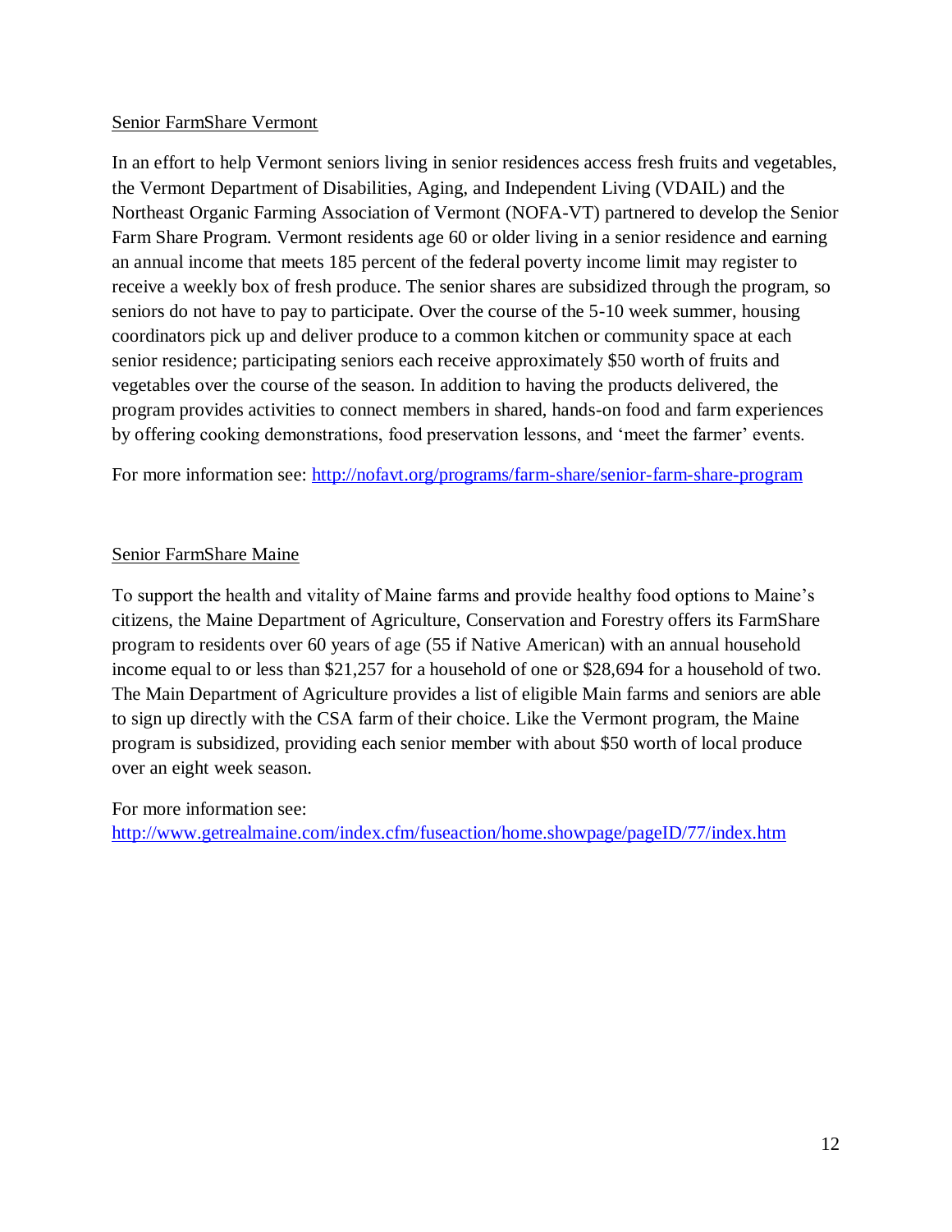Senior FarmShare Vermont

In an effort to help Vermont seniors living in senior residences access fresh fruits and vegetables, the Vermont Department of Disabilities, Aging, and Independent Living (VDAIL) and the Northeast Organic Farming Association of Vermont (NOFA-VT) partnered to develop the Senior Farm Share Program. Vermont residents age 60 or older living in a senior residence and earning an annual income that meets 185 percent of the federal poverty income limit may register to receive a weekly box of fresh produce. The senior shares are subsidized through the program, so seniors do not have to pay to participate. Over the course of the 5-10 week summer, housing coordinators pick up and deliver produce to a common kitchen or community space at each senior residence; participating seniors each receive approximately $50 worth of fruits and vegetables over the course of the season. In addition to having the products delivered, the program provides activities to connect members in shared, hands-on food and farm experiences by offering cooking demonstrations, food preservation lessons, and 'meet the farmer' events.

For more information see: http://nofavt.org/programs/farm-share/senior-farm-share-program

Senior FarmShare Maine

To support the health and vitality of Maine farms and provide healthy food options to Maine's citizens, the Maine Department of Agriculture, Conservation and Forestry offers its FarmShare program to residents over 60 years of age (55 if Native American) with an annual household income equal to or less than $21,257 for a household of one or $28,694 for a household of two. The Main Department of Agriculture provides a list of eligible Main farms and seniors are able to sign up directly with the CSA farm of their choice. Like the Vermont program, the Maine program is subsidized, providing each senior member with about $50 worth of local produce over an eight week season.

For more information see:
http://www.getrealmaine.com/index.cfm/fuseaction/home.showpage/pageID/77/index.htm